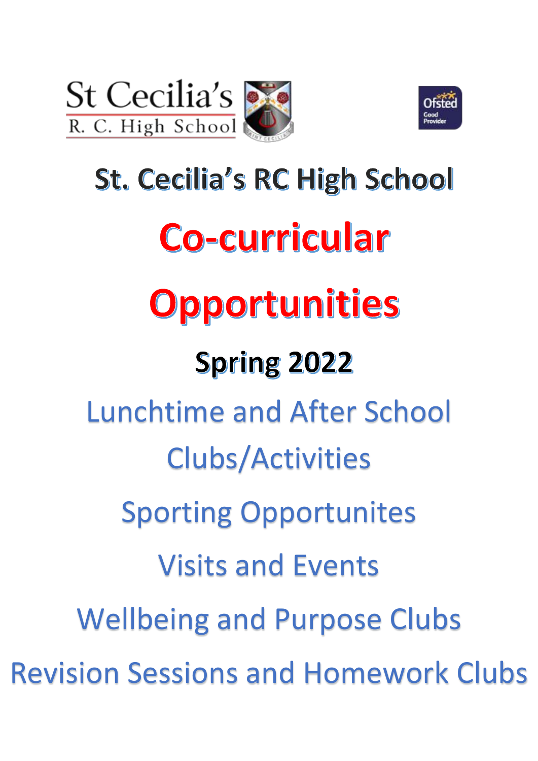St Cecilia's R. C. High School

Ofsted Good Provider

# St. Cecilia's RC High School

# Co-curricular Opportunities

## Spring 2022

Lunchtime and After School Clubs/Activities

Sporting Opportunites

Visits and Events

Wellbeing and Purpose Clubs

Revision Sessions and Homework Clubs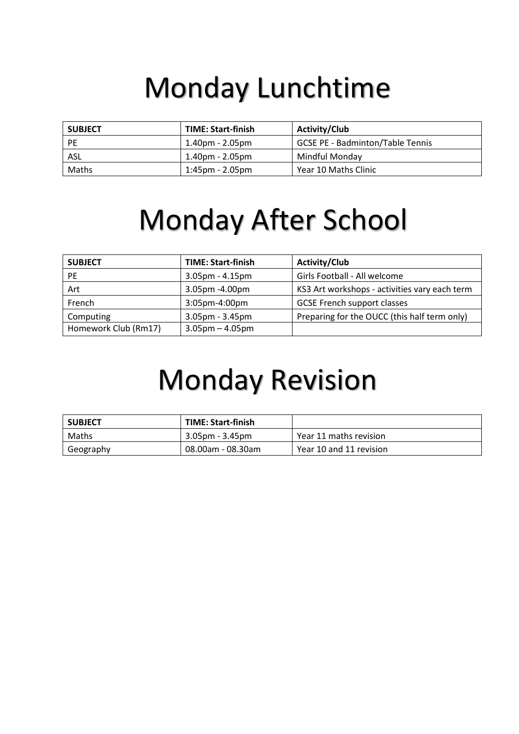# Monday Lunchtime

| SUBJECT | TIME: Start-finish | Activity/Club |
| --- | --- | --- |
| PE | 1.40pm - 2.05pm | GCSE PE - Badminton/Table Tennis |
| ASL | 1.40pm - 2.05pm | Mindful Monday |
| Maths | 1:45pm - 2.05pm | Year 10 Maths Clinic |

# Monday After School

| SUBJECT | TIME: Start-finish | Activity/Club |
| --- | --- | --- |
| PE | 3.05pm - 4.15pm | Girls Football - All welcome |
| Art | 3.05pm -4.00pm | KS3 Art workshops - activities vary each term |
| French | 3:05pm-4:00pm | GCSE French support classes |
| Computing | 3.05pm - 3.45pm | Preparing for the OUCC (this half term only) |
| Homework Club (Rm17) | 3.05pm – 4.05pm | |

# Monday Revision

| SUBJECT | TIME: Start-finish | |
| --- | --- | --- |
| Maths | 3.05pm - 3.45pm | Year 11 maths revision |
| Geography | 08.00am - 08.30am | Year 10 and 11 revision |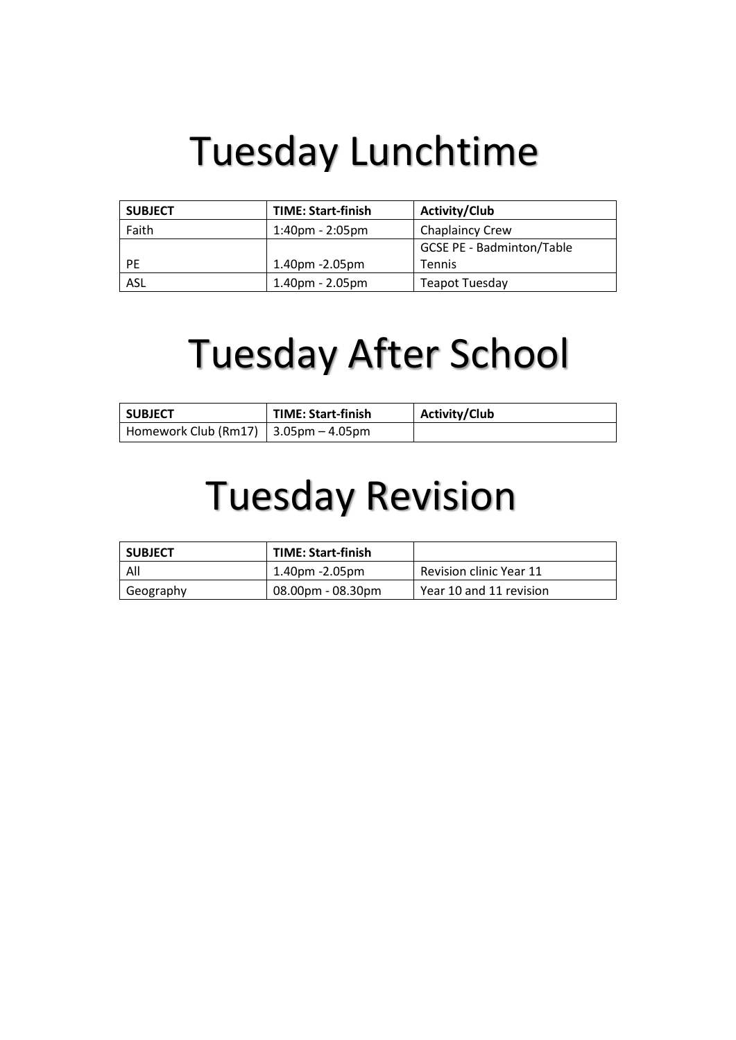# Tuesday Lunchtime

| SUBJECT | TIME: Start-finish | Activity/Club |
|---|---|---|
| Faith | 1:40pm - 2:05pm | Chaplaincy Crew |
| PE | 1.40pm -2.05pm | GCSE PE - Badminton/Table Tennis |
| ASL | 1.40pm - 2.05pm | Teapot Tuesday |

# Tuesday After School

| SUBJECT | TIME: Start-finish | Activity/Club |
|---|---|---|
| Homework Club (Rm17) | 3.05pm – 4.05pm | |

# Tuesday Revision

| SUBJECT | TIME: Start-finish | |
|---|---|---|
| All | 1.40pm -2.05pm | Revision clinic Year 11 |
| Geography | 08.00pm - 08.30pm | Year 10 and 11 revision |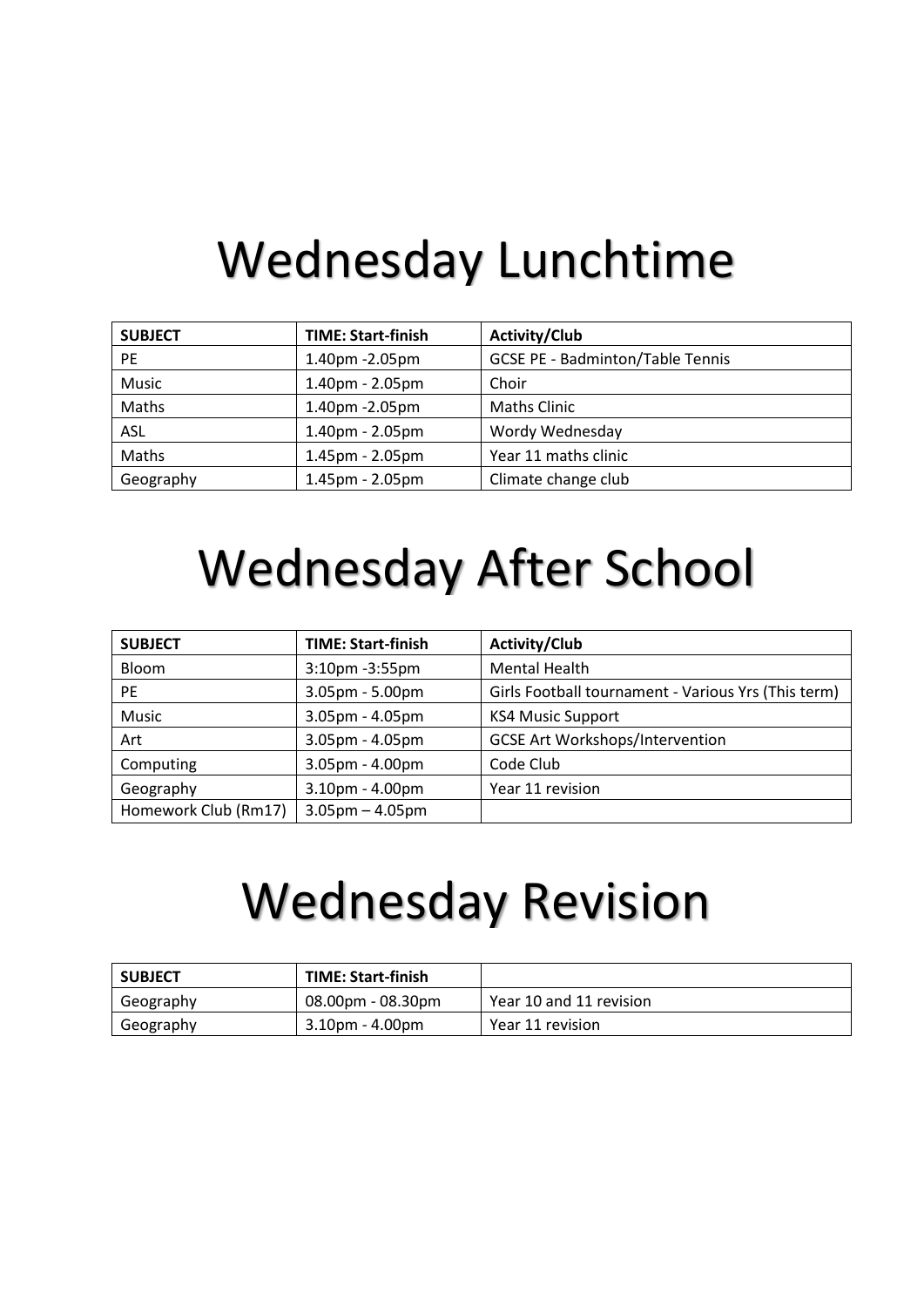# Wednesday Lunchtime

| SUBJECT | TIME: Start-finish | Activity/Club |
|---|---|---|
| PE | 1.40pm -2.05pm | GCSE PE - Badminton/Table Tennis |
| Music | 1.40pm - 2.05pm | Choir |
| Maths | 1.40pm -2.05pm | Maths Clinic |
| ASL | 1.40pm - 2.05pm | Wordy Wednesday |
| Maths | 1.45pm - 2.05pm | Year 11 maths clinic |
| Geography | 1.45pm - 2.05pm | Climate change club |

# Wednesday After School

| SUBJECT | TIME: Start-finish | Activity/Club |
|---|---|---|
| Bloom | 3:10pm -3:55pm | Mental Health |
| PE | 3.05pm - 5.00pm | Girls Football tournament - Various Yrs (This term) |
| Music | 3.05pm - 4.05pm | KS4 Music Support |
| Art | 3.05pm - 4.05pm | GCSE Art Workshops/Intervention |
| Computing | 3.05pm - 4.00pm | Code Club |
| Geography | 3.10pm - 4.00pm | Year 11 revision |
| Homework Club (Rm17) | 3.05pm – 4.05pm | |

# Wednesday Revision

| SUBJECT | TIME: Start-finish | |
|---|---|---|
| Geography | 08.00pm - 08.30pm | Year 10 and 11 revision |
| Geography | 3.10pm - 4.00pm | Year 11 revision |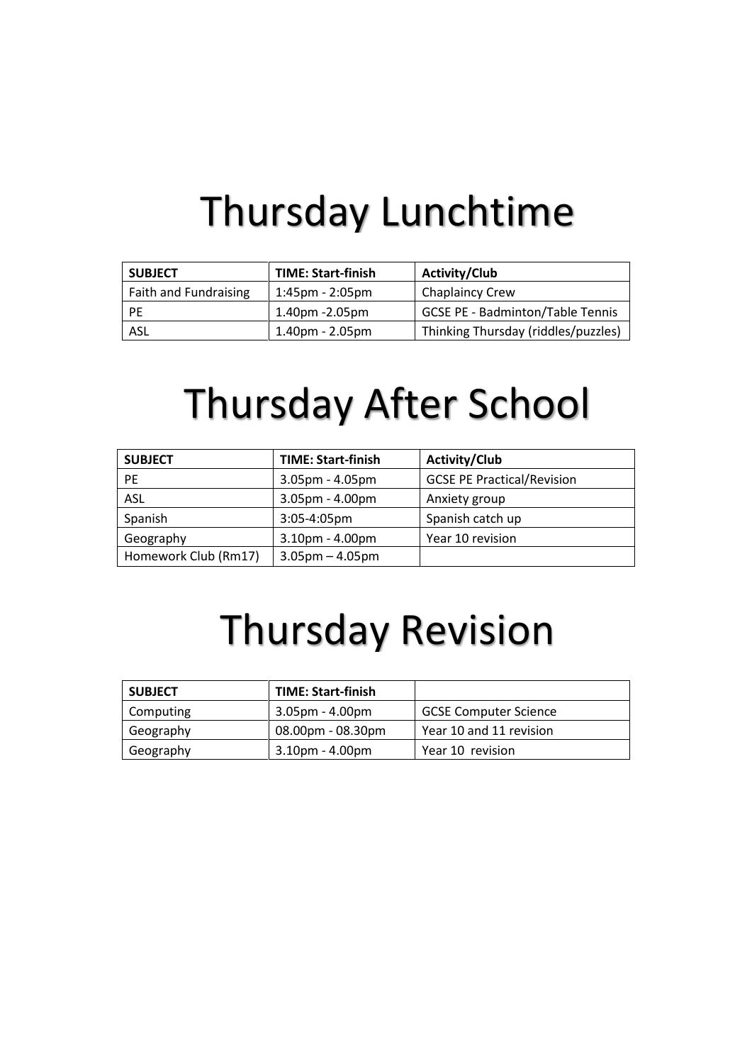# Thursday Lunchtime

| SUBJECT | TIME: Start-finish | Activity/Club |
|---|---|---|
| Faith and Fundraising | 1:45pm - 2:05pm | Chaplaincy Crew |
| PE | 1.40pm -2.05pm | GCSE PE - Badminton/Table Tennis |
| ASL | 1.40pm - 2.05pm | Thinking Thursday (riddles/puzzles) |

# Thursday After School

| SUBJECT | TIME: Start-finish | Activity/Club |
|---|---|---|
| PE | 3.05pm - 4.05pm | GCSE PE Practical/Revision |
| ASL | 3.05pm - 4.00pm | Anxiety group |
| Spanish | 3:05-4:05pm | Spanish catch up |
| Geography | 3.10pm - 4.00pm | Year 10 revision |
| Homework Club (Rm17) | 3.05pm – 4.05pm | |

# Thursday Revision

| SUBJECT | TIME: Start-finish | |
|---|---|---|
| Computing | 3.05pm - 4.00pm | GCSE Computer Science |
| Geography | 08.00pm - 08.30pm | Year 10 and 11 revision |
| Geography | 3.10pm - 4.00pm | Year 10 revision |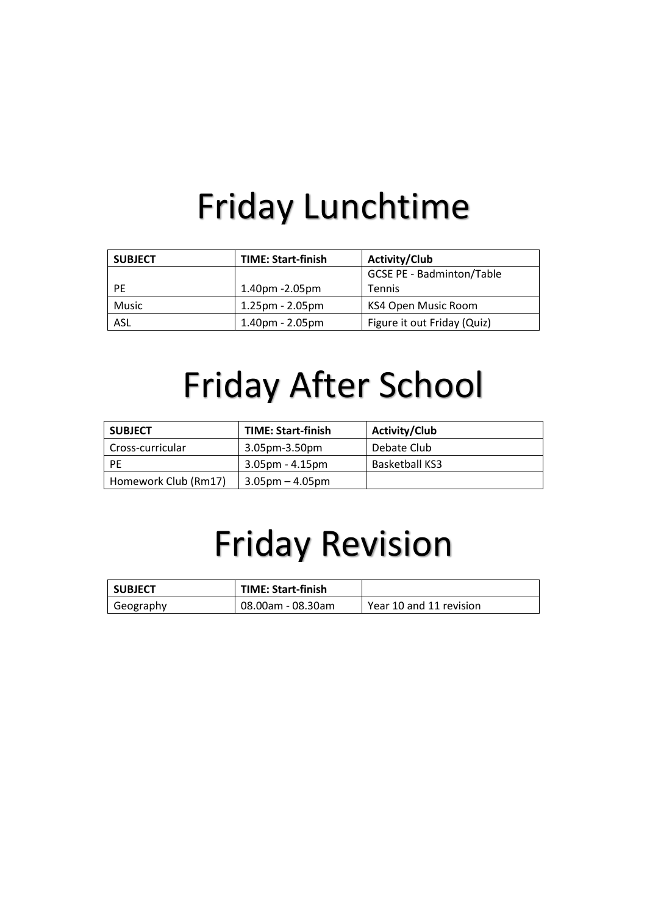# Friday Lunchtime

| SUBJECT | TIME: Start-finish | Activity/Club |
| --- | --- | --- |
| PE | 1.40pm -2.05pm | GCSE PE - Badminton/Table Tennis |
| Music | 1.25pm - 2.05pm | KS4 Open Music Room |
| ASL | 1.40pm - 2.05pm | Figure it out Friday (Quiz) |

# Friday After School

| SUBJECT | TIME: Start-finish | Activity/Club |
| --- | --- | --- |
| Cross-curricular | 3.05pm-3.50pm | Debate Club |
| PE | 3.05pm - 4.15pm | Basketball KS3 |
| Homework Club (Rm17) | 3.05pm – 4.05pm | |

# Friday Revision

| SUBJECT | TIME: Start-finish | |
| --- | --- | --- |
| Geography | 08.00am - 08.30am | Year 10 and 11 revision |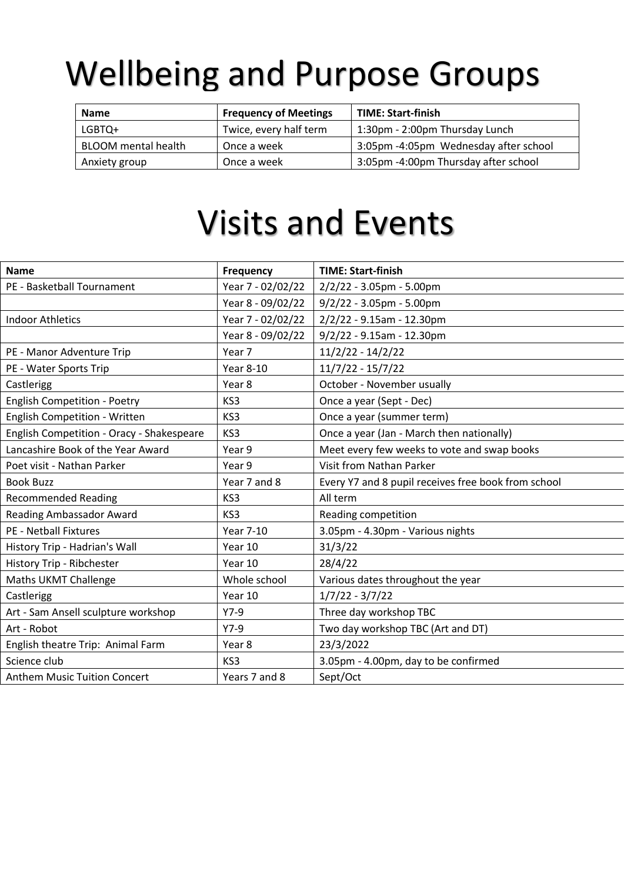# Wellbeing and Purpose Groups

| Name | Frequency of Meetings | TIME: Start-finish |
| --- | --- | --- |
| LGBTQ+ | Twice, every half term | 1:30pm - 2:00pm Thursday Lunch |
| BLOOM mental health | Once a week | 3:05pm -4:05pm Wednesday after school |
| Anxiety group | Once a week | 3:05pm -4:00pm Thursday after school |

# Visits and Events

| Name | Frequency | TIME: Start-finish |
| --- | --- | --- |
| PE - Basketball Tournament | Year 7 - 02/02/22 | 2/2/22 - 3.05pm - 5.00pm |
| | Year 8 - 09/02/22 | 9/2/22 - 3.05pm - 5.00pm |
| Indoor Athletics | Year 7 - 02/02/22 | 2/2/22 - 9.15am - 12.30pm |
| | Year 8 - 09/02/22 | 9/2/22 - 9.15am - 12.30pm |
| PE - Manor Adventure Trip | Year 7 | 11/2/22 - 14/2/22 |
| PE - Water Sports Trip | Year 8-10 | 11/7/22 - 15/7/22 |
| Castlerigg | Year 8 | October - November usually |
| English Competition - Poetry | KS3 | Once a year (Sept - Dec) |
| English Competition - Written | KS3 | Once a year (summer term) |
| English Competition - Oracy - Shakespeare | KS3 | Once a year (Jan - March then nationally) |
| Lancashire Book of the Year Award | Year 9 | Meet every few weeks to vote and swap books |
| Poet visit - Nathan Parker | Year 9 | Visit from Nathan Parker |
| Book Buzz | Year 7 and 8 | Every Y7 and 8 pupil receives free book from school |
| Recommended Reading | KS3 | All term |
| Reading Ambassador Award | KS3 | Reading competition |
| PE - Netball Fixtures | Year 7-10 | 3.05pm - 4.30pm - Various nights |
| History Trip - Hadrian's Wall | Year 10 | 31/3/22 |
| History Trip - Ribchester | Year 10 | 28/4/22 |
| Maths UKMT Challenge | Whole school | Various dates throughout the year |
| Castlerigg | Year 10 | 1/7/22 - 3/7/22 |
| Art - Sam Ansell sculpture workshop | Y7-9 | Three day workshop TBC |
| Art - Robot | Y7-9 | Two day workshop TBC (Art and DT) |
| English theatre Trip: Animal Farm | Year 8 | 23/3/2022 |
| Science club | KS3 | 3.05pm - 4.00pm, day to be confirmed |
| Anthem Music Tuition Concert | Years 7 and 8 | Sept/Oct |